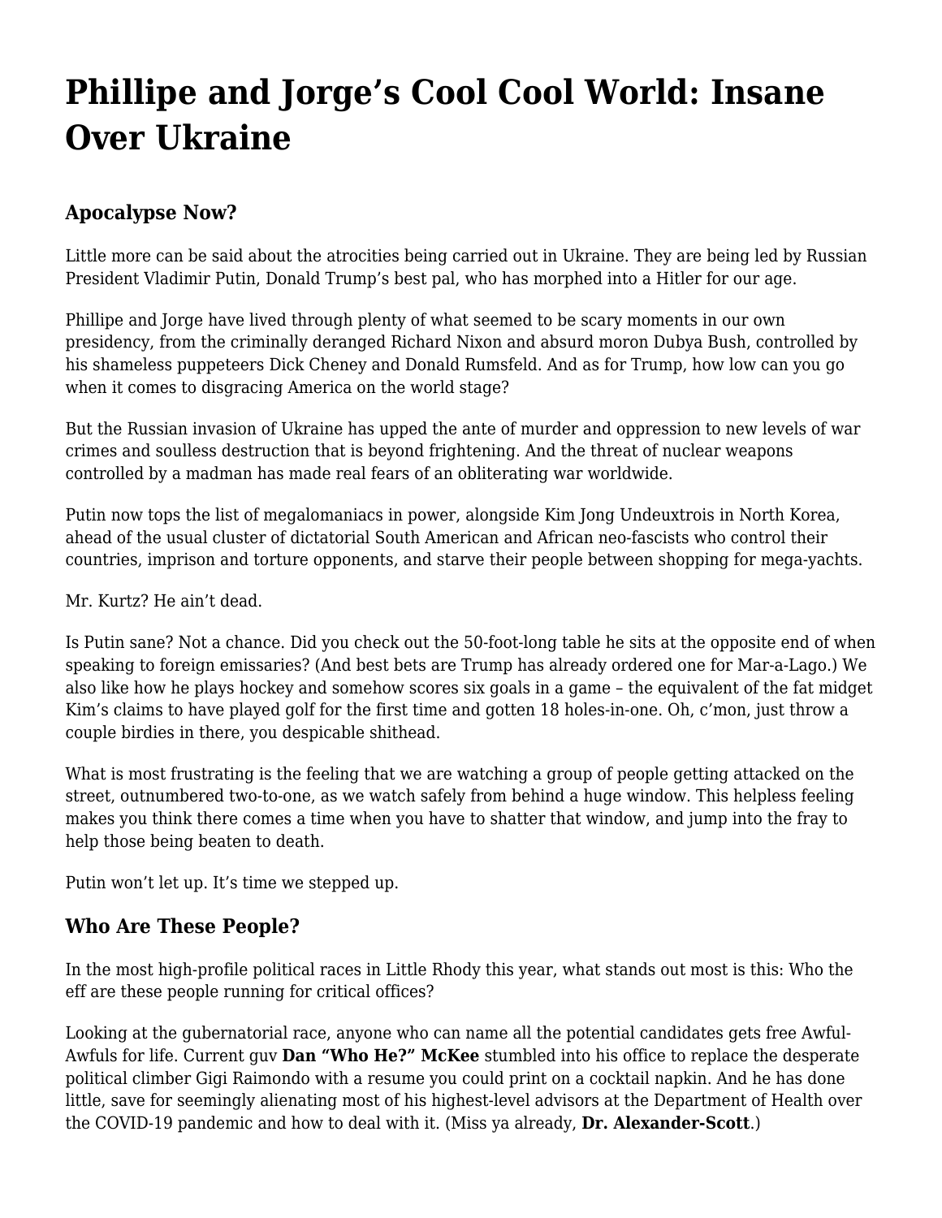# Phillipe and Jorge's Cool Cool World: Insane Over Ukraine

### Apocalypse Now?

Little more can be said about the atrocities being carried out in Ukraine. They are being led by Russian President Vladimir Putin, Donald Trump's best pal, who has morphed into a Hitler for our age.

Phillipe and Jorge have lived through plenty of what seemed to be scary moments in our own presidency, from the criminally deranged Richard Nixon and absurd moron Dubya Bush, controlled by his shameless puppeteers Dick Cheney and Donald Rumsfeld. And as for Trump, how low can you go when it comes to disgracing America on the world stage?

But the Russian invasion of Ukraine has upped the ante of murder and oppression to new levels of war crimes and soulless destruction that is beyond frightening. And the threat of nuclear weapons controlled by a madman has made real fears of an obliterating war worldwide.

Putin now tops the list of megalomaniacs in power, alongside Kim Jong Undeuxtrois in North Korea, ahead of the usual cluster of dictatorial South American and African neo-fascists who control their countries, imprison and torture opponents, and starve their people between shopping for mega-yachts.

Mr. Kurtz? He ain't dead.

Is Putin sane? Not a chance. Did you check out the 50-foot-long table he sits at the opposite end of when speaking to foreign emissaries? (And best bets are Trump has already ordered one for Mar-a-Lago.) We also like how he plays hockey and somehow scores six goals in a game – the equivalent of the fat midget Kim's claims to have played golf for the first time and gotten 18 holes-in-one. Oh, c'mon, just throw a couple birdies in there, you despicable shithead.

What is most frustrating is the feeling that we are watching a group of people getting attacked on the street, outnumbered two-to-one, as we watch safely from behind a huge window. This helpless feeling makes you think there comes a time when you have to shatter that window, and jump into the fray to help those being beaten to death.

Putin won't let up. It's time we stepped up.

### Who Are These People?

In the most high-profile political races in Little Rhody this year, what stands out most is this: Who the eff are these people running for critical offices?

Looking at the gubernatorial race, anyone who can name all the potential candidates gets free Awful-Awfuls for life. Current guv **Dan "Who He?" McKee** stumbled into his office to replace the desperate political climber Gigi Raimondo with a resume you could print on a cocktail napkin. And he has done little, save for seemingly alienating most of his highest-level advisors at the Department of Health over the COVID-19 pandemic and how to deal with it. (Miss ya already, **Dr. Alexander-Scott**.)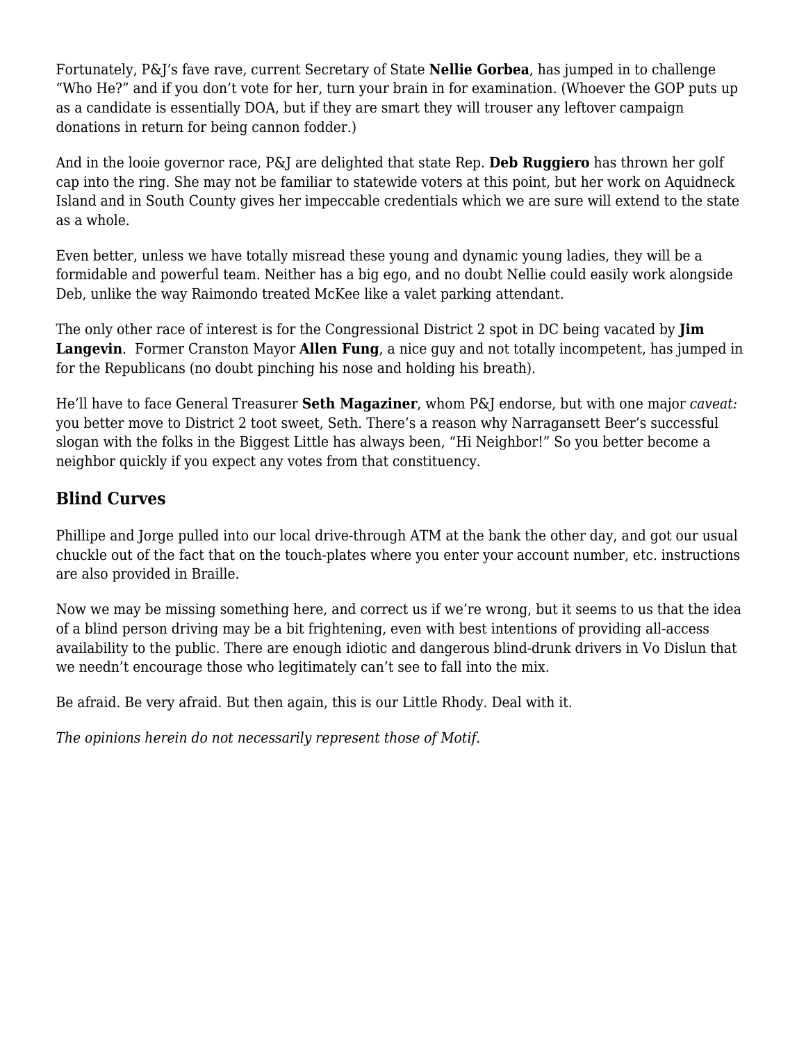Fortunately, P&J's fave rave, current Secretary of State **Nellie Gorbea**, has jumped in to challenge "Who He?" and if you don't vote for her, turn your brain in for examination. (Whoever the GOP puts up as a candidate is essentially DOA, but if they are smart they will trouser any leftover campaign donations in return for being cannon fodder.)

And in the looie governor race, P&J are delighted that state Rep. **Deb Ruggiero** has thrown her golf cap into the ring. She may not be familiar to statewide voters at this point, but her work on Aquidneck Island and in South County gives her impeccable credentials which we are sure will extend to the state as a whole.

Even better, unless we have totally misread these young and dynamic young ladies, they will be a formidable and powerful team. Neither has a big ego, and no doubt Nellie could easily work alongside Deb, unlike the way Raimondo treated McKee like a valet parking attendant.

The only other race of interest is for the Congressional District 2 spot in DC being vacated by **Jim Langevin**. Former Cranston Mayor **Allen Fung**, a nice guy and not totally incompetent, has jumped in for the Republicans (no doubt pinching his nose and holding his breath).

He'll have to face General Treasurer **Seth Magaziner**, whom P&J endorse, but with one major *caveat:* you better move to District 2 toot sweet, Seth. There's a reason why Narragansett Beer's successful slogan with the folks in the Biggest Little has always been, "Hi Neighbor!" So you better become a neighbor quickly if you expect any votes from that constituency.

## Blind Curves

Phillipe and Jorge pulled into our local drive-through ATM at the bank the other day, and got our usual chuckle out of the fact that on the touch-plates where you enter your account number, etc. instructions are also provided in Braille.

Now we may be missing something here, and correct us if we're wrong, but it seems to us that the idea of a blind person driving may be a bit frightening, even with best intentions of providing all-access availability to the public. There are enough idiotic and dangerous blind-drunk drivers in Vo Dislun that we needn't encourage those who legitimately can't see to fall into the mix.

Be afraid. Be very afraid. But then again, this is our Little Rhody. Deal with it.

*The opinions herein do not necessarily represent those of Motif.*